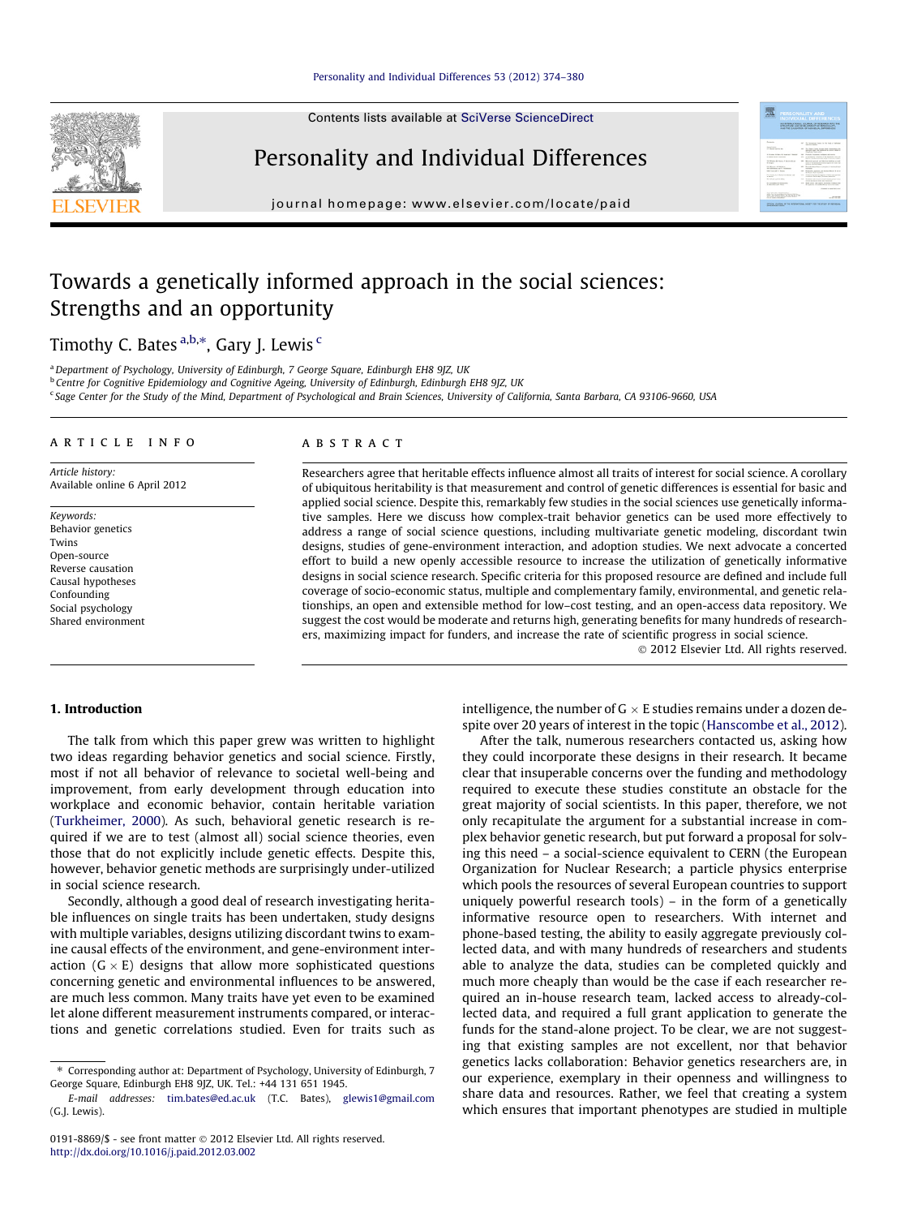Contents lists available at SciVerse ScienceDirect

# Personality and Individual Differences

journal homepage: www.elsevier.com/locate/paid

# Towards a genetically informed approach in the social sciences: Strengths and an opportunity

Timothy C. Bates [a,b,*], Gary J. Lewis [c]

[a] Department of Psychology, University of Edinburgh, 7 George Square, Edinburgh EH8 9JZ, UK
[b] Centre for Cognitive Epidemiology and Cognitive Ageing, University of Edinburgh, Edinburgh EH8 9JZ, UK
[c] Sage Center for the Study of the Mind, Department of Psychological and Brain Sciences, University of California, Santa Barbara, CA 93106-9660, USA

## ARTICLE INFO

*Article history:*
Available online 6 April 2012

*Keywords:*
Behavior genetics
Twins
Open-source
Reverse causation
Causal hypotheses
Confounding
Social psychology
Shared environment

## ABSTRACT

Researchers agree that heritable effects influence almost all traits of interest for social science. A corollary of ubiquitous heritability is that measurement and control of genetic differences is essential for basic and applied social science. Despite this, remarkably few studies in the social sciences use genetically informative samples. Here we discuss how complex-trait behavior genetics can be used more effectively to address a range of social science questions, including multivariate genetic modeling, discordant twin designs, studies of gene-environment interaction, and adoption studies. We next advocate a concerted effort to build a new openly accessible resource to increase the utilization of genetically informative designs in social science research. Specific criteria for this proposed resource are defined and include full coverage of socio-economic status, multiple and complementary family, environmental, and genetic relationships, an open and extensible method for low–cost testing, and an open-access data repository. We suggest the cost would be moderate and returns high, generating benefits for many hundreds of researchers, maximizing impact for funders, and increase the rate of scientific progress in social science.

© 2012 Elsevier Ltd. All rights reserved.

## 1. Introduction

The talk from which this paper grew was written to highlight two ideas regarding behavior genetics and social science. Firstly, most if not all behavior of relevance to societal well-being and improvement, from early development through education into workplace and economic behavior, contain heritable variation (Turkheimer, 2000). As such, behavioral genetic research is required if we are to test (almost all) social science theories, even those that do not explicitly include genetic effects. Despite this, however, behavior genetic methods are surprisingly under-utilized in social science research.

Secondly, although a good deal of research investigating heritable influences on single traits has been undertaken, study designs with multiple variables, designs utilizing discordant twins to examine causal effects of the environment, and gene-environment interaction (G × E) designs that allow more sophisticated questions concerning genetic and environmental influences to be answered, are much less common. Many traits have yet even to be examined let alone different measurement instruments compared, or interactions and genetic correlations studied. Even for traits such as intelligence, the number of G × E studies remains under a dozen despite over 20 years of interest in the topic (Hanscombe et al., 2012).

After the talk, numerous researchers contacted us, asking how they could incorporate these designs in their research. It became clear that insuperable concerns over the funding and methodology required to execute these studies constitute an obstacle for the great majority of social scientists. In this paper, therefore, we not only recapitulate the argument for a substantial increase in complex behavior genetic research, but put forward a proposal for solving this need – a social-science equivalent to CERN (the European Organization for Nuclear Research; a particle physics enterprise which pools the resources of several European countries to support uniquely powerful research tools) – in the form of a genetically informative resource open to researchers. With internet and phone-based testing, the ability to easily aggregate previously collected data, and with many hundreds of researchers and students able to analyze the data, studies can be completed quickly and much more cheaply than would be the case if each researcher required an in-house research team, lacked access to already-collected data, and required a full grant application to generate the funds for the stand-alone project. To be clear, we are not suggesting that existing samples are not excellent, nor that behavior genetics lacks collaboration: Behavior genetics researchers are, in our experience, exemplary in their openness and willingness to share data and resources. Rather, we feel that creating a system which ensures that important phenotypes are studied in multiple

* Corresponding author at: Department of Psychology, University of Edinburgh, 7 George Square, Edinburgh EH8 9JZ, UK. Tel.: +44 131 651 1945.

*E-mail addresses:* tim.bates@ed.ac.uk (T.C. Bates), glewis1@gmail.com (G.J. Lewis).

0191-8869/$ - see front matter © 2012 Elsevier Ltd. All rights reserved.
http://dx.doi.org/10.1016/j.paid.2012.03.002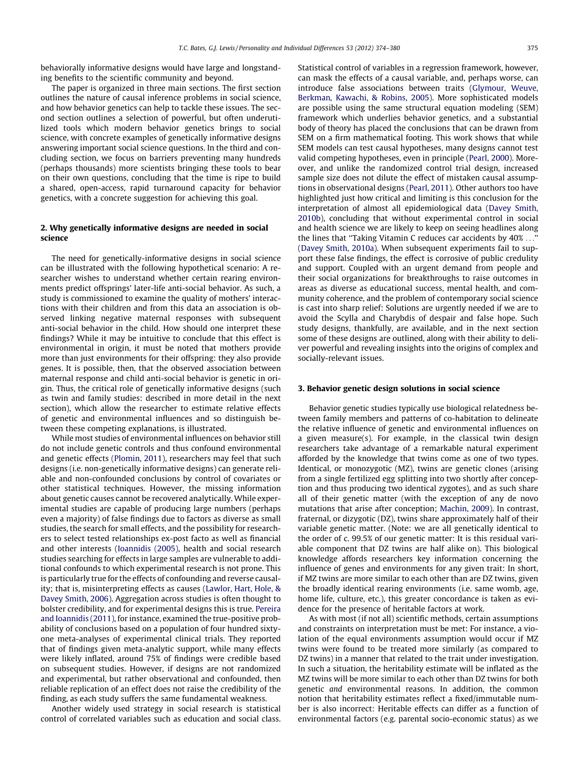behaviorally informative designs would have large and longstanding benefits to the scientific community and beyond.

The paper is organized in three main sections. The first section outlines the nature of causal inference problems in social science, and how behavior genetics can help to tackle these issues. The second section outlines a selection of powerful, but often underutilized tools which modern behavior genetics brings to social science, with concrete examples of genetically informative designs answering important social science questions. In the third and concluding section, we focus on barriers preventing many hundreds (perhaps thousands) more scientists bringing these tools to bear on their own questions, concluding that the time is ripe to build a shared, open-access, rapid turnaround capacity for behavior genetics, with a concrete suggestion for achieving this goal.

## 2. Why genetically informative designs are needed in social science

The need for genetically-informative designs in social science can be illustrated with the following hypothetical scenario: A researcher wishes to understand whether certain rearing environments predict offsprings' later-life anti-social behavior. As such, a study is commissioned to examine the quality of mothers' interactions with their children and from this data an association is observed linking negative maternal responses with subsequent anti-social behavior in the child. How should one interpret these findings? While it may be intuitive to conclude that this effect is environmental in origin, it must be noted that mothers provide more than just environments for their offspring: they also provide genes. It is possible, then, that the observed association between maternal response and child anti-social behavior is genetic in origin. Thus, the critical role of genetically informative designs (such as twin and family studies: described in more detail in the next section), which allow the researcher to estimate relative effects of genetic and environmental influences and so distinguish between these competing explanations, is illustrated.

While most studies of environmental influences on behavior still do not include genetic controls and thus confound environmental and genetic effects (Plomin, 2011), researchers may feel that such designs (i.e. non-genetically informative designs) can generate reliable and non-confounded conclusions by control of covariates or other statistical techniques. However, the missing information about genetic causes cannot be recovered analytically. While experimental studies are capable of producing large numbers (perhaps even a majority) of false findings due to factors as diverse as small studies, the search for small effects, and the possibility for researchers to select tested relationships ex-post facto as well as financial and other interests (Ioannidis (2005), health and social research studies searching for effects in large samples are vulnerable to additional confounds to which experimental research is not prone. This is particularly true for the effects of confounding and reverse causality; that is, misinterpreting effects as causes (Lawlor, Hart, Hole, & Davey Smith, 2006). Aggregation across studies is often thought to bolster credibility, and for experimental designs this is true. Pereira and Ioannidis (2011), for instance, examined the true-positive probability of conclusions based on a population of four hundred sixty-one meta-analyses of experimental clinical trials. They reported that of findings given meta-analytic support, while many effects were likely inflated, around 75% of findings were credible based on subsequent studies. However, if designs are not randomized and experimental, but rather observational and confounded, then reliable replication of an effect does not raise the credibility of the finding, as each study suffers the same fundamental weakness.

Another widely used strategy in social research is statistical control of correlated variables such as education and social class. Statistical control of variables in a regression framework, however, can mask the effects of a causal variable, and, perhaps worse, can introduce false associations between traits (Glymour, Weuve, Berkman, Kawachi, & Robins, 2005). More sophisticated models are possible using the same structural equation modeling (SEM) framework which underlies behavior genetics, and a substantial body of theory has placed the conclusions that can be drawn from SEM on a firm mathematical footing. This work shows that while SEM models can test causal hypotheses, many designs cannot test valid competing hypotheses, even in principle (Pearl, 2000). Moreover, and unlike the randomized control trial design, increased sample size does not dilute the effect of mistaken causal assumptions in observational designs (Pearl, 2011). Other authors too have highlighted just how critical and limiting is this conclusion for the interpretation of almost all epidemiological data (Davey Smith, 2010b), concluding that without experimental control in social and health science we are likely to keep on seeing headlines along the lines that "Taking Vitamin C reduces car accidents by 40% ..." (Davey Smith, 2010a). When subsequent experiments fail to support these false findings, the effect is corrosive of public credulity and support. Coupled with an urgent demand from people and their social organizations for breakthroughs to raise outcomes in areas as diverse as educational success, mental health, and community coherence, and the problem of contemporary social science is cast into sharp relief: Solutions are urgently needed if we are to avoid the Scylla and Charybdis of despair and false hope. Such study designs, thankfully, are available, and in the next section some of these designs are outlined, along with their ability to deliver powerful and revealing insights into the origins of complex and socially-relevant issues.

## 3. Behavior genetic design solutions in social science

Behavior genetic studies typically use biological relatedness between family members and patterns of co-habitation to delineate the relative influence of genetic and environmental influences on a given measure(s). For example, in the classical twin design researchers take advantage of a remarkable natural experiment afforded by the knowledge that twins come as one of two types. Identical, or monozygotic (MZ), twins are genetic clones (arising from a single fertilized egg splitting into two shortly after conception and thus producing two identical zygotes), and as such share all of their genetic matter (with the exception of any de novo mutations that arise after conception; Machin, 2009). In contrast, fraternal, or dizygotic (DZ), twins share approximately half of their variable genetic matter. (Note: we are all genetically identical to the order of c. 99.5% of our genetic matter: It is this residual variable component that DZ twins are half alike on). This biological knowledge affords researchers key information concerning the influence of genes and environments for any given trait: In short, if MZ twins are more similar to each other than are DZ twins, given the broadly identical rearing environments (i.e. same womb, age, home life, culture, etc.), this greater concordance is taken as evidence for the presence of heritable factors at work.

As with most (if not all) scientific methods, certain assumptions and constraints on interpretation must be met: For instance, a violation of the equal environments assumption would occur if MZ twins were found to be treated more similarly (as compared to DZ twins) in a manner that related to the trait under investigation. In such a situation, the heritability estimate will be inflated as the MZ twins will be more similar to each other than DZ twins for both genetic *and* environmental reasons. In addition, the common notion that heritability estimates reflect a fixed/immutable number is also incorrect: Heritable effects can differ as a function of environmental factors (e.g. parental socio-economic status) as we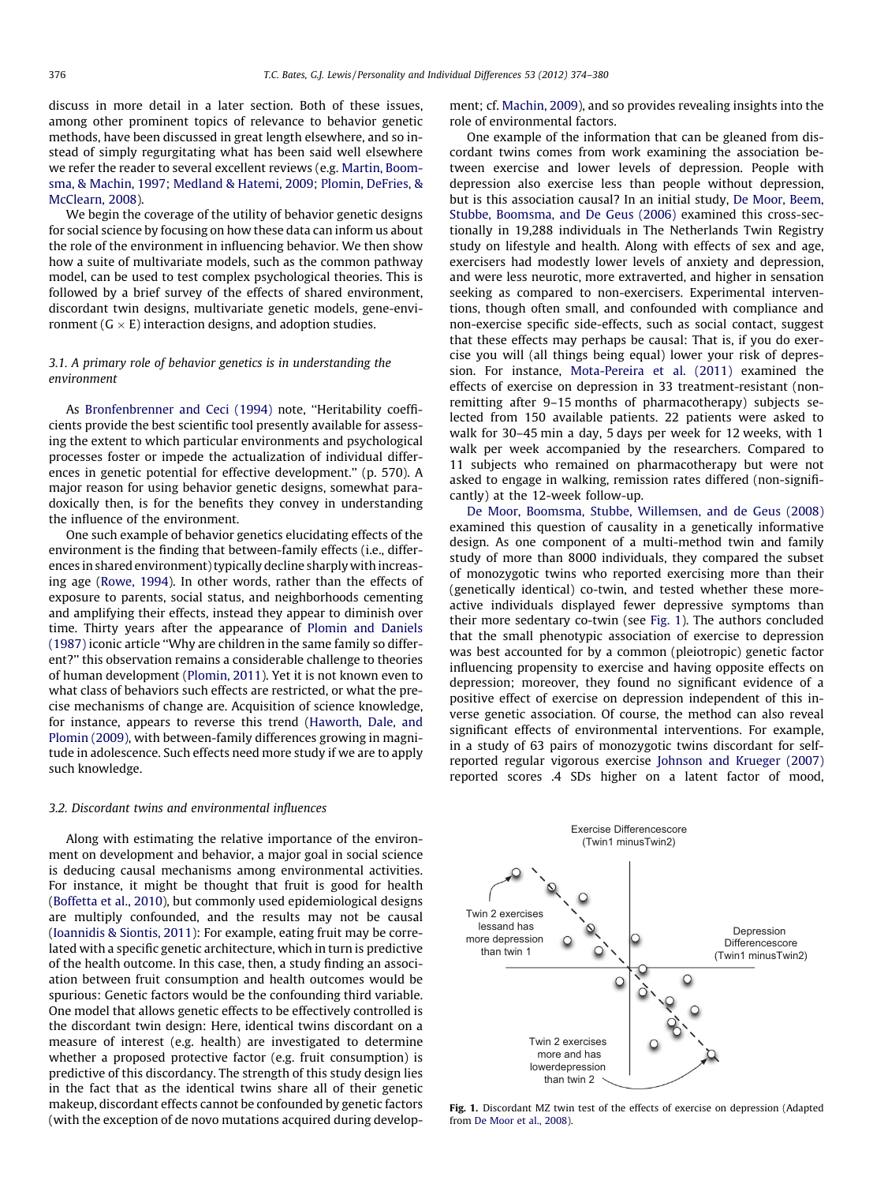discuss in more detail in a later section. Both of these issues, among other prominent topics of relevance to behavior genetic methods, have been discussed in great length elsewhere, and so instead of simply regurgitating what has been said well elsewhere we refer the reader to several excellent reviews (e.g. Martin, Boomsma, & Machin, 1997; Medland & Hatemi, 2009; Plomin, DeFries, & McClearn, 2008).

We begin the coverage of the utility of behavior genetic designs for social science by focusing on how these data can inform us about the role of the environment in influencing behavior. We then show how a suite of multivariate models, such as the common pathway model, can be used to test complex psychological theories. This is followed by a brief survey of the effects of shared environment, discordant twin designs, multivariate genetic models, gene-environment (G × E) interaction designs, and adoption studies.

### 3.1. A primary role of behavior genetics is in understanding the environment

As Bronfenbrenner and Ceci (1994) note, "Heritability coefficients provide the best scientific tool presently available for assessing the extent to which particular environments and psychological processes foster or impede the actualization of individual differences in genetic potential for effective development." (p. 570). A major reason for using behavior genetic designs, somewhat paradoxically then, is for the benefits they convey in understanding the influence of the environment.

One such example of behavior genetics elucidating effects of the environment is the finding that between-family effects (i.e., differences in shared environment) typically decline sharply with increasing age (Rowe, 1994). In other words, rather than the effects of exposure to parents, social status, and neighborhoods cementing and amplifying their effects, instead they appear to diminish over time. Thirty years after the appearance of Plomin and Daniels (1987) iconic article "Why are children in the same family so different?" this observation remains a considerable challenge to theories of human development (Plomin, 2011). Yet it is not known even to what class of behaviors such effects are restricted, or what the precise mechanisms of change are. Acquisition of science knowledge, for instance, appears to reverse this trend (Haworth, Dale, and Plomin (2009), with between-family differences growing in magnitude in adolescence. Such effects need more study if we are to apply such knowledge.

### 3.2. Discordant twins and environmental influences

Along with estimating the relative importance of the environment on development and behavior, a major goal in social science is deducing causal mechanisms among environmental activities. For instance, it might be thought that fruit is good for health (Boffetta et al., 2010), but commonly used epidemiological designs are multiply confounded, and the results may not be causal (Ioannidis & Siontis, 2011): For example, eating fruit may be correlated with a specific genetic architecture, which in turn is predictive of the health outcome. In this case, then, a study finding an association between fruit consumption and health outcomes would be spurious: Genetic factors would be the confounding third variable. One model that allows genetic effects to be effectively controlled is the discordant twin design: Here, identical twins discordant on a measure of interest (e.g. health) are investigated to determine whether a proposed protective factor (e.g. fruit consumption) is predictive of this discordancy. The strength of this study design lies in the fact that as the identical twins share all of their genetic makeup, discordant effects cannot be confounded by genetic factors (with the exception of de novo mutations acquired during development; cf. Machin, 2009), and so provides revealing insights into the role of environmental factors.

One example of the information that can be gleaned from discordant twins comes from work examining the association between exercise and lower levels of depression. People with depression also exercise less than people without depression, but is this association causal? In an initial study, De Moor, Beem, Stubbe, Boomsma, and De Geus (2006) examined this cross-sectionally in 19,288 individuals in The Netherlands Twin Registry study on lifestyle and health. Along with effects of sex and age, exercisers had modestly lower levels of anxiety and depression, and were less neurotic, more extraverted, and higher in sensation seeking as compared to non-exercisers. Experimental interventions, though often small, and confounded with compliance and non-exercise specific side-effects, such as social contact, suggest that these effects may perhaps be causal: That is, if you do exercise you will (all things being equal) lower your risk of depression. For instance, Mota-Pereira et al. (2011) examined the effects of exercise on depression in 33 treatment-resistant (non-remitting after 9–15 months of pharmacotherapy) subjects selected from 150 available patients. 22 patients were asked to walk for 30–45 min a day, 5 days per week for 12 weeks, with 1 walk per week accompanied by the researchers. Compared to 11 subjects who remained on pharmacotherapy but were not asked to engage in walking, remission rates differed (non-significantly) at the 12-week follow-up.

De Moor, Boomsma, Stubbe, Willemsen, and de Geus (2008) examined this question of causality in a genetically informative design. As one component of a multi-method twin and family study of more than 8000 individuals, they compared the subset of monozygotic twins who reported exercising more than their (genetically identical) co-twin, and tested whether these more-active individuals displayed fewer depressive symptoms than their more sedentary co-twin (see Fig. 1). The authors concluded that the small phenotypic association of exercise to depression was best accounted for by a common (pleiotropic) genetic factor influencing propensity to exercise and having opposite effects on depression; moreover, they found no significant evidence of a positive effect of exercise on depression independent of this inverse genetic association. Of course, the method can also reveal significant effects of environmental interventions. For example, in a study of 63 pairs of monozygotic twins discordant for self-reported regular vigorous exercise Johnson and Krueger (2007) reported scores .4 SDs higher on a latent factor of mood,

Fig. 1. Discordant MZ twin test of the effects of exercise on depression (Adapted from De Moor et al., 2008).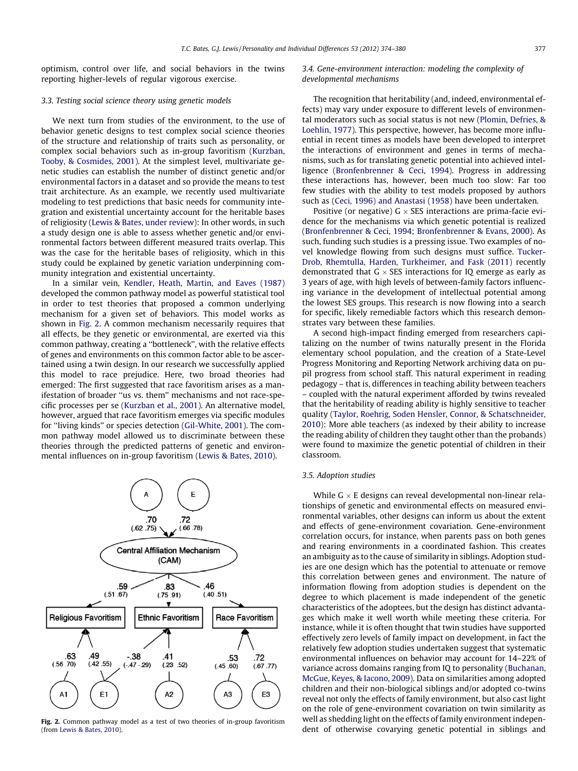optimism, control over life, and social behaviors in the twins reporting higher-levels of regular vigorous exercise.

### 3.3. Testing social science theory using genetic models

We next turn from studies of the environment, to the use of behavior genetic designs to test complex social science theories of the structure and relationship of traits such as personality, or complex social behaviors such as in-group favoritism (Kurzban, Tooby, & Cosmides, 2001). At the simplest level, multivariate genetic studies can establish the number of distinct genetic and/or environmental factors in a dataset and so provide the means to test trait architecture. As an example, we recently used multivariate modeling to test predictions that basic needs for community integration and existential uncertainty account for the heritable bases of religiosity (Lewis & Bates, under review): In other words, in such a study design one is able to assess whether genetic and/or environmental factors between different measured traits overlap. This was the case for the heritable bases of religiosity, which in this study could be explained by genetic variation underpinning community integration and existential uncertainty.

In a similar vein, Kendler, Heath, Martin, and Eaves (1987) developed the common pathway model as powerful statistical tool in order to test theories that proposed a common underlying mechanism for a given set of behaviors. This model works as shown in Fig. 2. A common mechanism necessarily requires that all effects, be they genetic or environmental, are exerted via this common pathway, creating a "bottleneck", with the relative effects of genes and environments on this common factor able to be ascertained using a twin design. In our research we successfully applied this model to race prejudice. Here, two broad theories had emerged: The first suggested that race favoritism arises as a manifestation of broader "us vs. them" mechanisms and not race-specific processes per se (Kurzban et al., 2001). An alternative model, however, argued that race favoritism emerges via specific modules for "living kinds" or species detection (Gil-White, 2001). The common pathway model allowed us to discriminate between these theories through the predicted patterns of genetic and environmental influences on in-group favoritism (Lewis & Bates, 2010).

A
E
.70
(.62 .75)
.72
(.66 .78)
Central Affiliation Mechanism
(CAM)
.59
(.51 .67)
.83
(.75 .91)
.46
(.40 .51)
Religious Favoritism
Ethnic Favoritism
Race Favoritism
.63
(.56 .70)
.49
(.42 .55)
-.38
(-.47 -.29)
.41
(.23 .52)
.53
(.45 .60)
.72
(.67 .77)
A1
E1
A2
A3
E3

**Fig. 2.** Common pathway model as a test of two theories of in-group favoritism (from Lewis & Bates, 2010).

### 3.4. Gene-environment interaction: modeling the complexity of developmental mechanisms

The recognition that heritability (and, indeed, environmental effects) may vary under exposure to different levels of environmental moderators such as social status is not new (Plomin, Defries, & Loehlin, 1977). This perspective, however, has become more influential in recent times as models have been developed to interpret the interactions of environment and genes in terms of mechanisms, such as for translating genetic potential into achieved intelligence (Bronfenbrenner & Ceci, 1994). Progress in addressing these interactions has, however, been much too slow: Far too few studies with the ability to test models proposed by authors such as (Ceci, 1996) and Anastasi (1958) have been undertaken.

Positive (or negative) G × SES interactions are prima-facie evidence for the mechanisms via which genetic potential is realized (Bronfenbrenner & Ceci, 1994; Bronfenbrenner & Evans, 2000). As such, funding such studies is a pressing issue. Two examples of novel knowledge flowing from such designs must suffice. Tucker-Drob, Rhemtulla, Harden, Turkheimer, and Fask (2011) recently demonstrated that G × SES interactions for IQ emerge as early as 3 years of age, with high levels of between-family factors influencing variance in the development of intellectual potential among the lowest SES groups. This research is now flowing into a search for specific, likely remediable factors which this research demonstrates vary between these families.

A second high-impact finding emerged from researchers capitalizing on the number of twins naturally present in the Florida elementary school population, and the creation of a State-Level Progress Monitoring and Reporting Network archiving data on pupil progress from school staff. This natural experiment in reading pedagogy – that is, differences in teaching ability between teachers – coupled with the natural experiment afforded by twins revealed that the heritability of reading ability is highly sensitive to teacher quality (Taylor, Roehrig, Soden Hensler, Connor, & Schatschneider, 2010): More able teachers (as indexed by their ability to increase the reading ability of children they taught other than the probands) were found to maximize the genetic potential of children in their classroom.

### 3.5. Adoption studies

While G × E designs can reveal developmental non-linear relationships of genetic and environmental effects on measured environmental variables, other designs can inform us about the extent and effects of gene-environment covariation. Gene-environment correlation occurs, for instance, when parents pass on both genes and rearing environments in a coordinated fashion. This creates an ambiguity as to the cause of similarity in siblings. Adoption studies are one design which has the potential to attenuate or remove this correlation between genes and environment. The nature of information flowing from adoption studies is dependent on the degree to which placement is made independent of the genetic characteristics of the adoptees, but the design has distinct advantages which make it well worth while meeting these criteria. For instance, while it is often thought that twin studies have supported effectively zero levels of family impact on development, in fact the relatively few adoption studies undertaken suggest that systematic environmental influences on behavior may account for 14–22% of variance across domains ranging from IQ to personality (Buchanan, McGue, Keyes, & Iacono, 2009). Data on similarities among adopted children and their non-biological siblings and/or adopted co-twins reveal not only the effects of family environment, but also cast light on the role of gene-environment covariation on twin similarity as well as shedding light on the effects of family environment independent of otherwise covarying genetic potential in siblings and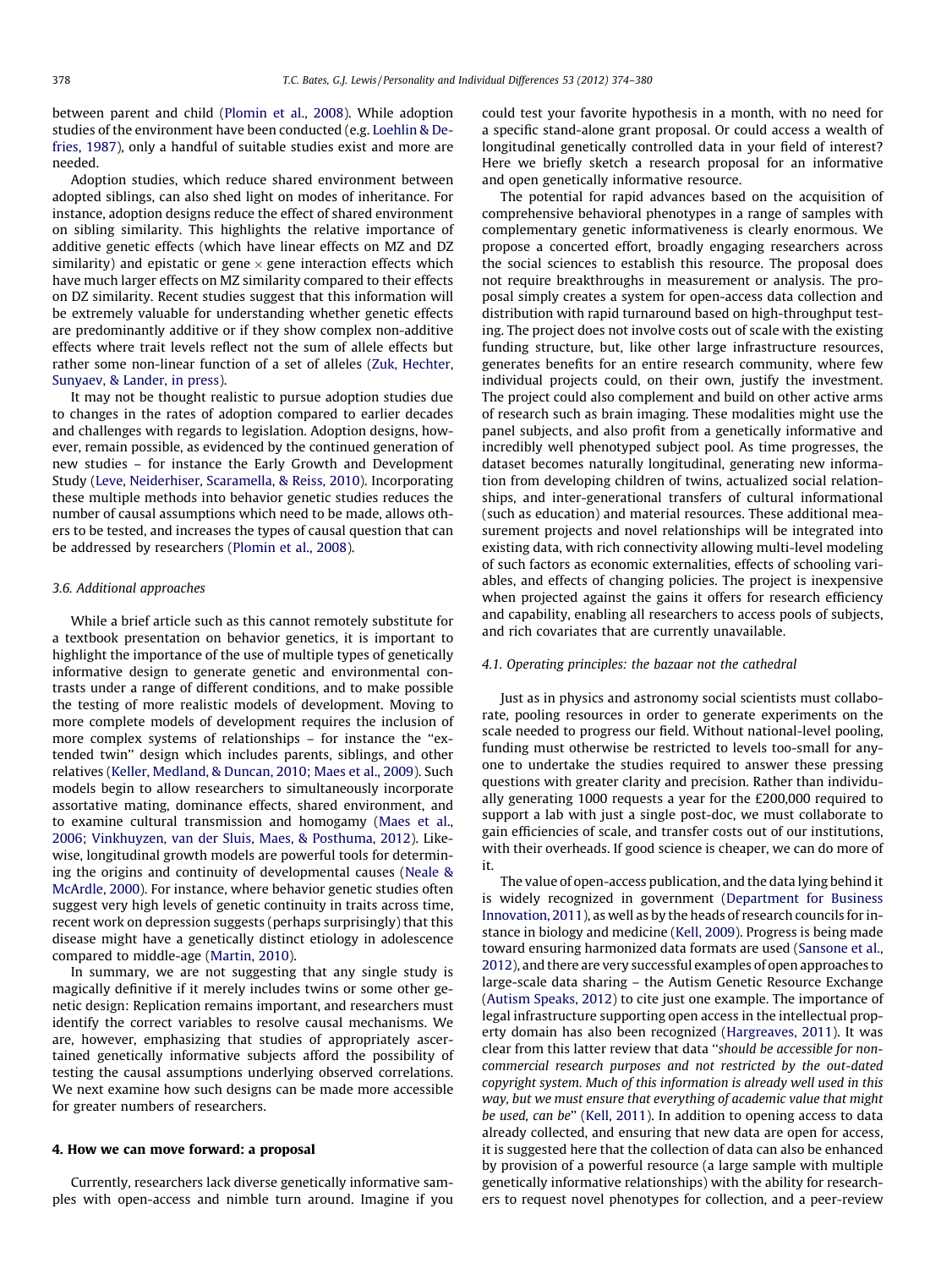between parent and child (Plomin et al., 2008). While adoption studies of the environment have been conducted (e.g. Loehlin & Defries, 1987), only a handful of suitable studies exist and more are needed.

Adoption studies, which reduce shared environment between adopted siblings, can also shed light on modes of inheritance. For instance, adoption designs reduce the effect of shared environment on sibling similarity. This highlights the relative importance of additive genetic effects (which have linear effects on MZ and DZ similarity) and epistatic or gene × gene interaction effects which have much larger effects on MZ similarity compared to their effects on DZ similarity. Recent studies suggest that this information will be extremely valuable for understanding whether genetic effects are predominantly additive or if they show complex non-additive effects where trait levels reflect not the sum of allele effects but rather some non-linear function of a set of alleles (Zuk, Hechter, Sunyaev, & Lander, in press).

It may not be thought realistic to pursue adoption studies due to changes in the rates of adoption compared to earlier decades and challenges with regards to legislation. Adoption designs, however, remain possible, as evidenced by the continued generation of new studies – for instance the Early Growth and Development Study (Leve, Neiderhiser, Scaramella, & Reiss, 2010). Incorporating these multiple methods into behavior genetic studies reduces the number of causal assumptions which need to be made, allows others to be tested, and increases the types of causal question that can be addressed by researchers (Plomin et al., 2008).

### 3.6. Additional approaches

While a brief article such as this cannot remotely substitute for a textbook presentation on behavior genetics, it is important to highlight the importance of the use of multiple types of genetically informative design to generate genetic and environmental contrasts under a range of different conditions, and to make possible the testing of more realistic models of development. Moving to more complete models of development requires the inclusion of more complex systems of relationships – for instance the "extended twin" design which includes parents, siblings, and other relatives (Keller, Medland, & Duncan, 2010; Maes et al., 2009). Such models begin to allow researchers to simultaneously incorporate assortative mating, dominance effects, shared environment, and to examine cultural transmission and homogamy (Maes et al., 2006; Vinkhuyzen, van der Sluis, Maes, & Posthuma, 2012). Likewise, longitudinal growth models are powerful tools for determining the origins and continuity of developmental causes (Neale & McArdle, 2000). For instance, where behavior genetic studies often suggest very high levels of genetic continuity in traits across time, recent work on depression suggests (perhaps surprisingly) that this disease might have a genetically distinct etiology in adolescence compared to middle-age (Martin, 2010).

In summary, we are not suggesting that any single study is magically definitive if it merely includes twins or some other genetic design: Replication remains important, and researchers must identify the correct variables to resolve causal mechanisms. We are, however, emphasizing that studies of appropriately ascertained genetically informative subjects afford the possibility of testing the causal assumptions underlying observed correlations. We next examine how such designs can be made more accessible for greater numbers of researchers.

## 4. How we can move forward: a proposal

Currently, researchers lack diverse genetically informative samples with open-access and nimble turn around. Imagine if you could test your favorite hypothesis in a month, with no need for a specific stand-alone grant proposal. Or could access a wealth of longitudinal genetically controlled data in your field of interest? Here we briefly sketch a research proposal for an informative and open genetically informative resource.

The potential for rapid advances based on the acquisition of comprehensive behavioral phenotypes in a range of samples with complementary genetic informativeness is clearly enormous. We propose a concerted effort, broadly engaging researchers across the social sciences to establish this resource. The proposal does not require breakthroughs in measurement or analysis. The proposal simply creates a system for open-access data collection and distribution with rapid turnaround based on high-throughput testing. The project does not involve costs out of scale with the existing funding structure, but, like other large infrastructure resources, generates benefits for an entire research community, where few individual projects could, on their own, justify the investment. The project could also complement and build on other active arms of research such as brain imaging. These modalities might use the panel subjects, and also profit from a genetically informative and incredibly well phenotyped subject pool. As time progresses, the dataset becomes naturally longitudinal, generating new information from developing children of twins, actualized social relationships, and inter-generational transfers of cultural informational (such as education) and material resources. These additional measurement projects and novel relationships will be integrated into existing data, with rich connectivity allowing multi-level modeling of such factors as economic externalities, effects of schooling variables, and effects of changing policies. The project is inexpensive when projected against the gains it offers for research efficiency and capability, enabling all researchers to access pools of subjects, and rich covariates that are currently unavailable.

### 4.1. Operating principles: the bazaar not the cathedral

Just as in physics and astronomy social scientists must collaborate, pooling resources in order to generate experiments on the scale needed to progress our field. Without national-level pooling, funding must otherwise be restricted to levels too-small for anyone to undertake the studies required to answer these pressing questions with greater clarity and precision. Rather than individually generating 1000 requests a year for the £200,000 required to support a lab with just a single post-doc, we must collaborate to gain efficiencies of scale, and transfer costs out of our institutions, with their overheads. If good science is cheaper, we can do more of it.

The value of open-access publication, and the data lying behind it is widely recognized in government (Department for Business Innovation, 2011), as well as by the heads of research councils for instance in biology and medicine (Kell, 2009). Progress is being made toward ensuring harmonized data formats are used (Sansone et al., 2012), and there are very successful examples of open approaches to large-scale data sharing – the Autism Genetic Resource Exchange (Autism Speaks, 2012) to cite just one example. The importance of legal infrastructure supporting open access in the intellectual property domain has also been recognized (Hargreaves, 2011). It was clear from this latter review that data "*should be accessible for non-commercial research purposes and not restricted by the out-dated copyright system. Much of this information is already well used in this way, but we must ensure that everything of academic value that might be used, can be*" (Kell, 2011). In addition to opening access to data already collected, and ensuring that new data are open for access, it is suggested here that the collection of data can also be enhanced by provision of a powerful resource (a large sample with multiple genetically informative relationships) with the ability for researchers to request novel phenotypes for collection, and a peer-review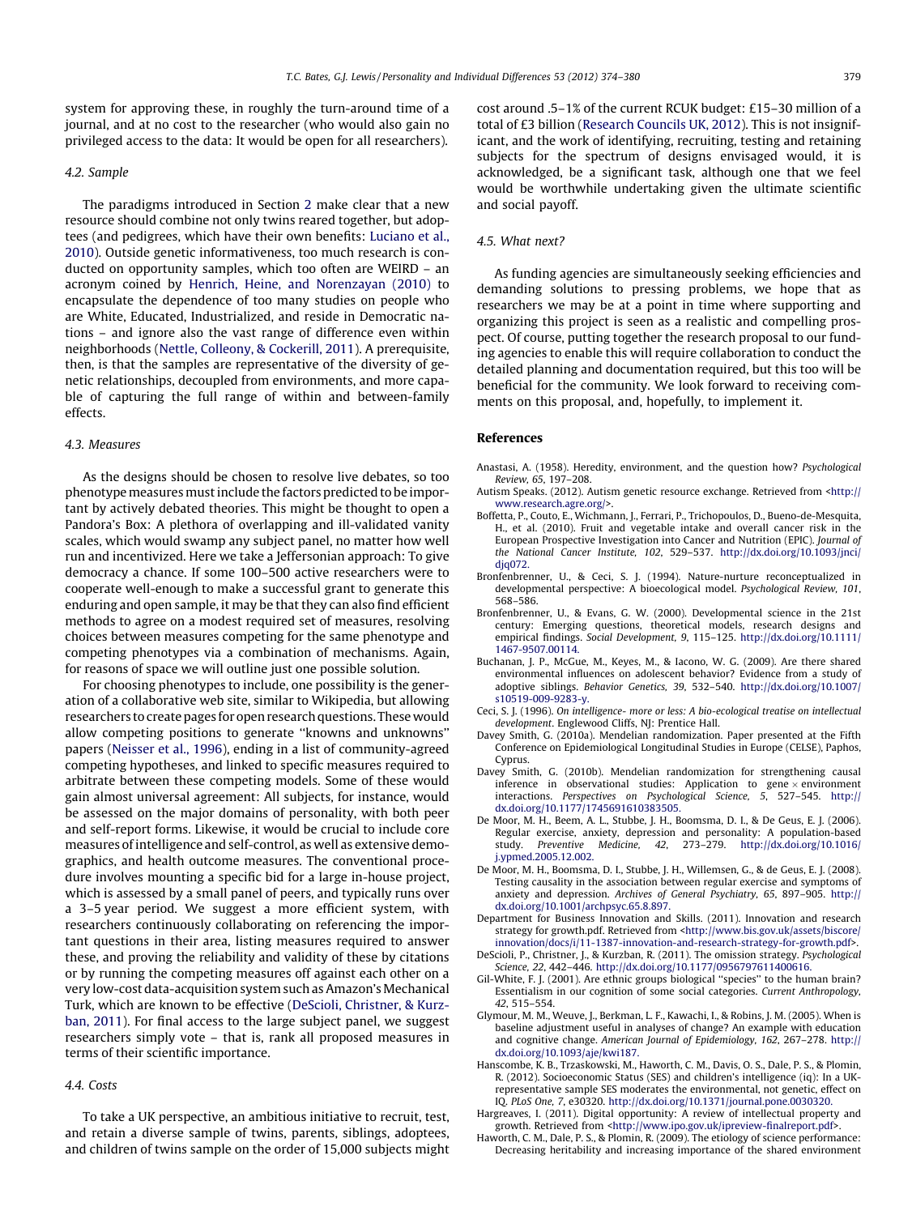system for approving these, in roughly the turn-around time of a journal, and at no cost to the researcher (who would also gain no privileged access to the data: It would be open for all researchers).

### 4.2. Sample

The paradigms introduced in Section 2 make clear that a new resource should combine not only twins reared together, but adoptees (and pedigrees, which have their own benefits: Luciano et al., 2010). Outside genetic informativeness, too much research is conducted on opportunity samples, which too often are WEIRD – an acronym coined by Henrich, Heine, and Norenzayan (2010) to encapsulate the dependence of too many studies on people who are White, Educated, Industrialized, and reside in Democratic nations – and ignore also the vast range of difference even within neighborhoods (Nettle, Colleony, & Cockerill, 2011). A prerequisite, then, is that the samples are representative of the diversity of genetic relationships, decoupled from environments, and more capable of capturing the full range of within and between-family effects.

### 4.3. Measures

As the designs should be chosen to resolve live debates, so too phenotype measures must include the factors predicted to be important by actively debated theories. This might be thought to open a Pandora's Box: A plethora of overlapping and ill-validated vanity scales, which would swamp any subject panel, no matter how well run and incentivized. Here we take a Jeffersonian approach: To give democracy a chance. If some 100–500 active researchers were to cooperate well-enough to make a successful grant to generate this enduring and open sample, it may be that they can also find efficient methods to agree on a modest required set of measures, resolving choices between measures competing for the same phenotype and competing phenotypes via a combination of mechanisms. Again, for reasons of space we will outline just one possible solution.

For choosing phenotypes to include, one possibility is the generation of a collaborative web site, similar to Wikipedia, but allowing researchers to create pages for open research questions. These would allow competing positions to generate "knowns and unknowns" papers (Neisser et al., 1996), ending in a list of community-agreed competing hypotheses, and linked to specific measures required to arbitrate between these competing models. Some of these would gain almost universal agreement: All subjects, for instance, would be assessed on the major domains of personality, with both peer and self-report forms. Likewise, it would be crucial to include core measures of intelligence and self-control, as well as extensive demographics, and health outcome measures. The conventional procedure involves mounting a specific bid for a large in-house project, which is assessed by a small panel of peers, and typically runs over a 3–5 year period. We suggest a more efficient system, with researchers continuously collaborating on referencing the important questions in their area, listing measures required to answer these, and proving the reliability and validity of these by citations or by running the competing measures off against each other on a very low-cost data-acquisition system such as Amazon's Mechanical Turk, which are known to be effective (DeScioli, Christner, & Kurzban, 2011). For final access to the large subject panel, we suggest researchers simply vote – that is, rank all proposed measures in terms of their scientific importance.

### 4.4. Costs

To take a UK perspective, an ambitious initiative to recruit, test, and retain a diverse sample of twins, parents, siblings, adoptees, and children of twins sample on the order of 15,000 subjects might cost around .5–1% of the current RCUK budget: £15–30 million of a total of £3 billion (Research Councils UK, 2012). This is not insignificant, and the work of identifying, recruiting, testing and retaining subjects for the spectrum of designs envisaged would, it is acknowledged, be a significant task, although one that we feel would be worthwhile undertaking given the ultimate scientific and social payoff.

### 4.5. What next?

As funding agencies are simultaneously seeking efficiencies and demanding solutions to pressing problems, we hope that as researchers we may be at a point in time where supporting and organizing this project is seen as a realistic and compelling prospect. Of course, putting together the research proposal to our funding agencies to enable this will require collaboration to conduct the detailed planning and documentation required, but this too will be beneficial for the community. We look forward to receiving comments on this proposal, and, hopefully, to implement it.

## References

Anastasi, A. (1958). Heredity, environment, and the question how? *Psychological Review, 65*, 197–208.

Autism Speaks. (2012). Autism genetic resource exchange. Retrieved from <http://www.research.agre.org/>.

Boffetta, P., Couto, E., Wichmann, J., Ferrari, P., Trichopoulos, D., Bueno-de-Mesquita, H., et al. (2010). Fruit and vegetable intake and overall cancer risk in the European Prospective Investigation into Cancer and Nutrition (EPIC). *Journal of the National Cancer Institute, 102*, 529–537. http://dx.doi.org/10.1093/jnci/djq072.

Bronfenbrenner, U., & Ceci, S. J. (1994). Nature-nurture reconceptualized in developmental perspective: A bioecological model. *Psychological Review, 101*, 568–586.

Bronfenbrenner, U., & Evans, G. W. (2000). Developmental science in the 21st century: Emerging questions, theoretical models, research designs and empirical findings. *Social Development, 9*, 115–125. http://dx.doi.org/10.1111/1467-9507.00114.

Buchanan, J. P., McGue, M., Keyes, M., & Iacono, W. G. (2009). Are there shared environmental influences on adolescent behavior? Evidence from a study of adoptive siblings. *Behavior Genetics, 39*, 532–540. http://dx.doi.org/10.1007/s10519-009-9283-y.

Ceci, S. J. (1996). *On intelligence- more or less: A bio-ecological treatise on intellectual development*. Englewood Cliffs, NJ: Prentice Hall.

Davey Smith, G. (2010a). Mendelian randomization. Paper presented at the Fifth Conference on Epidemiological Longitudinal Studies in Europe (CELSE), Paphos, Cyprus.

Davey Smith, G. (2010b). Mendelian randomization for strengthening causal inference in observational studies: Application to gene × environment interactions. *Perspectives on Psychological Science, 5*, 527–545. http://dx.doi.org/10.1177/1745691610383505.

De Moor, M. H., Beem, A. L., Stubbe, J. H., Boomsma, D. I., & De Geus, E. J. (2006). Regular exercise, anxiety, depression and personality: A population-based study. *Preventive Medicine, 42*, 273–279. http://dx.doi.org/10.1016/j.ypmed.2005.12.002.

De Moor, M. H., Boomsma, D. I., Stubbe, J. H., Willemsen, G., & de Geus, E. J. (2008). Testing causality in the association between regular exercise and symptoms of anxiety and depression. *Archives of General Psychiatry, 65*, 897–905. http://dx.doi.org/10.1001/archpsyc.65.8.897.

Department for Business Innovation and Skills. (2011). Innovation and research strategy for growth.pdf. Retrieved from <http://www.bis.gov.uk/assets/biscore/innovation/docs/i/11-1387-innovation-and-research-strategy-for-growth.pdf>.

DeScioli, P., Christner, J., & Kurzban, R. (2011). The omission strategy. *Psychological Science, 22*, 442–446. http://dx.doi.org/10.1177/0956797611400616.

Gil-White, F. J. (2001). Are ethnic groups biological "species" to the human brain? Essentialism in our cognition of some social categories. *Current Anthropology, 42*, 515–554.

Glymour, M. M., Weuve, J., Berkman, L. F., Kawachi, I., & Robins, J. M. (2005). When is baseline adjustment useful in analyses of change? An example with education and cognitive change. *American Journal of Epidemiology, 162*, 267–278. http://dx.doi.org/10.1093/aje/kwi187.

Hanscombe, K. B., Trzaskowski, M., Haworth, C. M., Davis, O. S., Dale, P. S., & Plomin, R. (2012). Socioeconomic Status (SES) and children's intelligence (iq): In a UK-representative sample SES moderates the environmental, not genetic, effect on IQ. *PLoS One, 7*, e30320. http://dx.doi.org/10.1371/journal.pone.0030320.

Hargreaves, I. (2011). Digital opportunity: A review of intellectual property and growth. Retrieved from <http://www.ipo.gov.uk/ipreview-finalreport.pdf>.

Haworth, C. M., Dale, P. S., & Plomin, R. (2009). The etiology of science performance: Decreasing heritability and increasing importance of the shared environment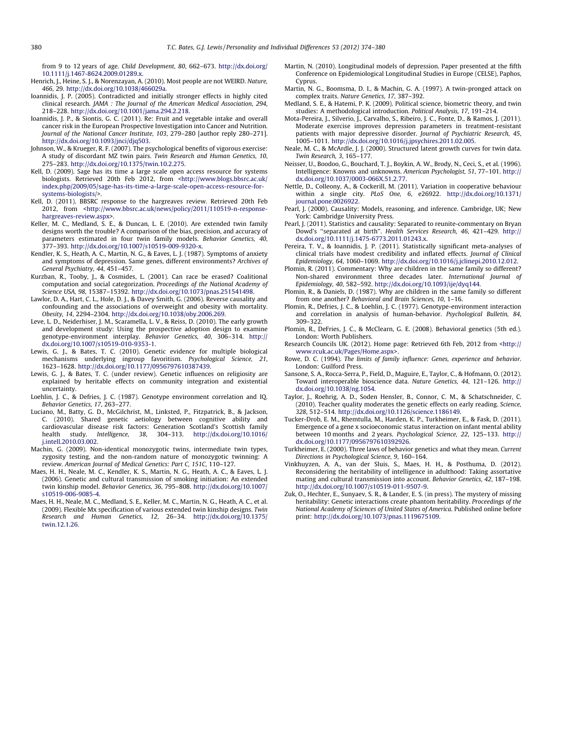from 9 to 12 years of age. *Child Development, 80*, 662–673. http://dx.doi.org/10.1111/j.1467-8624.2009.01289.x.

Henrich, J., Heine, S. J., & Norenzayan, A. (2010). Most people are not WEIRD. *Nature, 466*, 29. http://dx.doi.org/10.1038/466029a.

Ioannidis, J. P. (2005). Contradicted and initially stronger effects in highly cited clinical research. *JAMA : The Journal of the American Medical Association, 294*, 218–228. http://dx.doi.org/10.1001/jama.294.2.218.

Ioannidis, J. P., & Siontis, G. C. (2011). Re: Fruit and vegetable intake and overall cancer risk in the European Prospective Investigation into Cancer and Nutrition. *Journal of the National Cancer Institute, 103*, 279–280 [author reply 280–271]. http://dx.doi.org/10.1093/jnci/djq503.

Johnson, W., & Krueger, R. F. (2007). The psychological benefits of vigorous exercise: A study of discordant MZ twin pairs. *Twin Research and Human Genetics, 10*, 275–283. http://dx.doi.org/10.1375/twin.10.2.275.

Kell, D. (2009). Sage has its time a large scale open access resource for systems biologists. Retrieved 20th Feb 2012, from <http://www.blogs.bbsrc.ac.uk/index.php/2009/05/sage-has-its-time-a-large-scale-open-access-resource-for-systems-biologists/>.

Kell, D. (2011). BBSRC response to the hargreaves review. Retrieved 20th Feb 2012, from <http://www.bbsrc.ac.uk/news/policy/2011/110519-n-response-hargreaves-review.aspx>.

Keller, M. C., Medland, S. E., & Duncan, L. E. (2010). Are extended twin family designs worth the trouble? A comparison of the bias, precision, and accuracy of parameters estimated in four twin family models. *Behavior Genetics, 40*, 377–393. http://dx.doi.org/10.1007/s10519-009-9320-x.

Kendler, K. S., Heath, A. C., Martin, N. G., & Eaves, L. J. (1987). Symptoms of anxiety and symptoms of depression. Same genes, different environments? *Archives of General Psychiatry, 44*, 451–457.

Kurzban, R., Tooby, J., & Cosmides, L. (2001). Can race be erased? Coalitional computation and social categorization. *Proceedings of the National Academy of Science USA, 98*, 15387–15392. http://dx.doi.org/10.1073/pnas.251541498.

Lawlor, D. A., Hart, C. L., Hole, D. J., & Davey Smith, G. (2006). Reverse causality and confounding and the associations of overweight and obesity with mortality. *Obesity, 14*, 2294–2304. http://dx.doi.org/10.1038/oby.2006.269.

Leve, L. D., Neiderhiser, J. M., Scaramella, L. V., & Reiss, D. (2010). The early growth and development study: Using the prospective adoption design to examine genotype-environment interplay. *Behavior Genetics, 40*, 306–314. http://dx.doi.org/10.1007/s10519-010-9353-1.

Lewis, G. J., & Bates, T. C. (2010). Genetic evidence for multiple biological mechanisms underlying ingroup favoritism. *Psychological Science, 21*, 1623–1628. http://dx.doi.org/10.1177/0956797610387439.

Lewis, G. J., & Bates, T. C. (under review). Genetic influences on religiosity are explained by heritable effects on community integration and existential uncertainty.

Loehlin, J. C., & Defries, J. C. (1987). Genotype environment correlation and IQ. *Behavior Genetics, 17*, 263–277.

Luciano, M., Batty, G. D., McGilchrist, M., Linksted, P., Fitzpatrick, B., & Jackson, C. (2010). Shared genetic aetiology between cognitive ability and cardiovascular disease risk factors: Generation Scotland's Scottish family health study. *Intelligence, 38*, 304–313. http://dx.doi.org/10.1016/j.intell.2010.03.002.

Machin, G. (2009). Non-identical monozygotic twins, intermediate twin types, zygosity testing, and the non-random nature of monozygotic twinning: A review. *American Journal of Medical Genetics: Part C, 151C*, 110–127.

Maes, H. H., Neale, M. C., Kendler, K. S., Martin, N. G., Heath, A. C., & Eaves, L. J. (2006). Genetic and cultural transmission of smoking initiation: An extended twin kinship model. *Behavior Genetics, 36*, 795–808. http://dx.doi.org/10.1007/s10519-006-9085-4.

Maes, H. H., Neale, M. C., Medland, S. E., Keller, M. C., Martin, N. G., Heath, A. C., et al. (2009). Flexible Mx specification of various extended twin kinship designs. *Twin Research and Human Genetics, 12*, 26–34. http://dx.doi.org/10.1375/twin.12.1.26.

Martin, N. (2010). Longitudinal models of depression. Paper presented at the fifth Conference on Epidemiological Longitudinal Studies in Europe (CELSE), Paphos, Cyprus.

Martin, N. G., Boomsma, D. I., & Machin, G. A. (1997). A twin-pronged attack on complex traits. *Nature Genetics, 17*, 387–392.

Medland, S. E., & Hatemi, P. K. (2009). Political science, biometric theory, and twin studies: A methodological introduction. *Political Analysis, 17*, 191–214.

Mota-Pereira, J., Silverio, J., Carvalho, S., Ribeiro, J. C., Fonte, D., & Ramos, J. (2011). Moderate exercise improves depression parameters in treatment-resistant patients with major depressive disorder. *Journal of Psychiatric Research, 45*, 1005–1011. http://dx.doi.org/10.1016/j.jpsychires.2011.02.005.

Neale, M. C., & McArdle, J. J. (2000). Structured latent growth curves for twin data. *Twin Research, 3*, 165–177.

Neisser, U., Boodoo, G., Bouchard, T. J., Boykin, A. W., Brody, N., Ceci, S., et al. (1996). Intelligence: Knowns and unknowns. *American Psychologist, 51*, 77–101. http://dx.doi.org/10.1037/0003-066X.51.2.77.

Nettle, D., Colleony, A., & Cockerill, M. (2011). Variation in cooperative behaviour within a single city. *PLoS One, 6*, e26922. http://dx.doi.org/10.1371/journal.pone.0026922.

Pearl, J. (2000). Causality: Models, reasoning, and inference. Cambridge, UK; New York: Cambridge University Press.

Pearl, J. (2011). Statistics and causality: Separated to reunite-commentary on Bryan Dowd's "separated at birth". *Health Services Research, 46*, 421–429. http://dx.doi.org/10.1111/j.1475-6773.2011.01243.x.

Pereira, T. V., & Ioannidis, J. P. (2011). Statistically significant meta-analyses of clinical trials have modest credibility and inflated effects. *Journal of Clinical Epidemiology, 64*, 1060–1069. http://dx.doi.org/10.1016/j.jclinepi.2010.12.012.

Plomin, R. (2011). Commentary: Why are children in the same family so different? Non-shared environment three decades later. *International Journal of Epidemiology, 40*, 582–592. http://dx.doi.org/10.1093/ije/dyq144.

Plomin, R., & Daniels, D. (1987). Why are children in the same family so different from one another? *Behavioral and Brain Sciences, 10*, 1–16.

Plomin, R., Defries, J. C., & Loehlin, J. C. (1977). Genotype-environment interaction and correlation in analysis of human-behavior. *Psychological Bulletin, 84*, 309–322.

Plomin, R., DeFries, J. C., & McClearn, G. E. (2008). Behavioral genetics (5th ed.). London: Worth Publishers.

Research Councils UK. (2012). Home page: Retrieved 6th Feb, 2012 from <http://www.rcuk.ac.uk/Pages/Home.aspx>.

Rowe, D. C. (1994). *The limits of family influence: Genes, experience and behavior*. London: Guilford Press.

Sansone, S. A., Rocca-Serra, P., Field, D., Maguire, E., Taylor, C., & Hofmann, O. (2012). Toward interoperable bioscience data. *Nature Genetics, 44*, 121–126. http://dx.doi.org/10.1038/ng.1054.

Taylor, J., Roehrig, A. D., Soden Hensler, B., Connor, C. M., & Schatschneider, C. (2010). Teacher quality moderates the genetic effects on early reading. *Science, 328*, 512–514. http://dx.doi.org/10.1126/science.1186149.

Tucker-Drob, E. M., Rhemtulla, M., Harden, K. P., Turkheimer, E., & Fask, D. (2011). Emergence of a gene x socioeconomic status interaction on infant mental ability between 10 months and 2 years. *Psychological Science, 22*, 125–133. http://dx.doi.org/10.1177/0956797610392926.

Turkheimer, E. (2000). Three laws of behavior genetics and what they mean. *Current Directions in Psychological Science, 9*, 160–164.

Vinkhuyzen, A. A., van der Sluis, S., Maes, H. H., & Posthuma, D. (2012). Reconsidering the heritability of intelligence in adulthood: Taking assortative mating and cultural transmission into account. *Behavior Genetics, 42*, 187–198. http://dx.doi.org/10.1007/s10519-011-9507-9.

Zuk, O., Hechter, E., Sunyaev, S. R., & Lander, E. S. (in press). The mystery of missing heritability: Genetic interactions create phantom heritability. *Proceedings of the National Academy of Sciences of United States of America*. Published online before print: http://dx.doi.org/10.1073/pnas.1119675109.